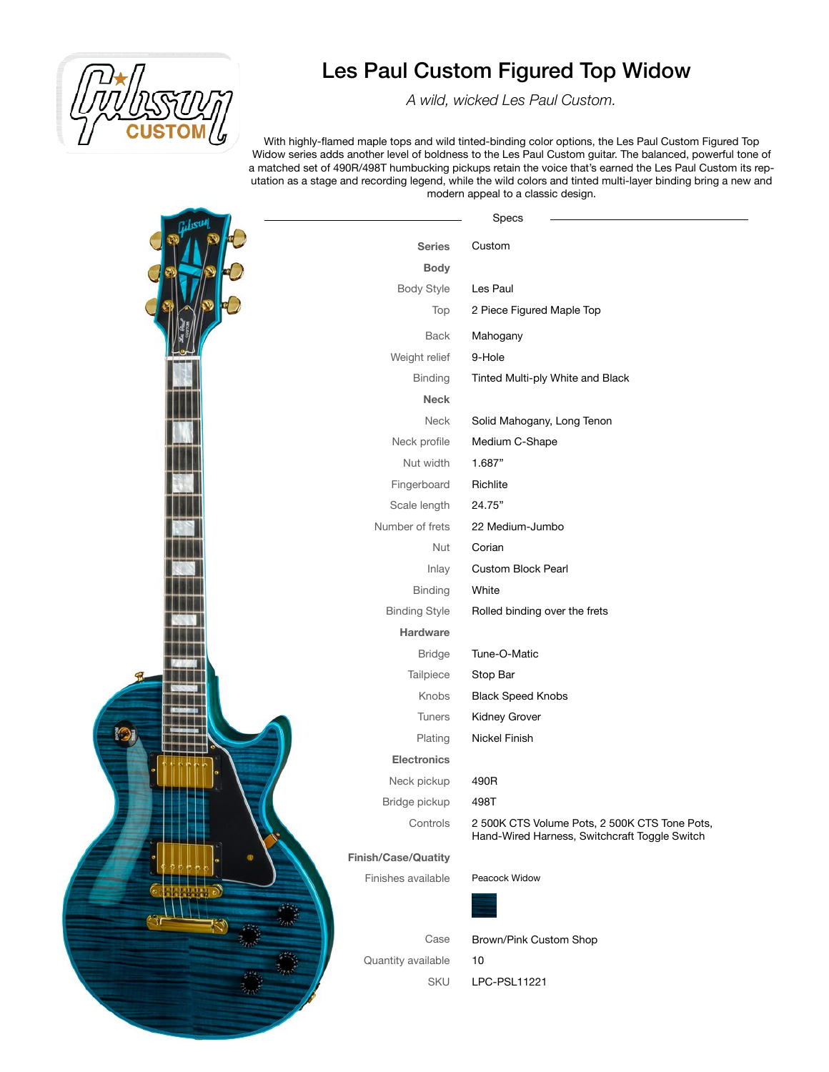# Les Paul Custom Figured Top Widow

*A wild, wicked Les Paul Custom.*

With highly-flamed maple tops and wild tinted-binding color options, the Les Paul Custom Figured Top Widow series adds another level of boldness to the Les Paul Custom guitar. The balanced, powerful tone of a matched set of 490R/498T humbucking pickups retain the voice that's earned the Les Paul Custom its reputation as a stage and recording legend, while the wild colors and tinted multi-layer binding bring a new and modern appeal to a classic design.

## Specs

| | |
|---|---|
| **Series** | Custom |
| **Body** | |
| Body Style | Les Paul |
| Top | 2 Piece Figured Maple Top |
| Back | Mahogany |
| Weight relief | 9-Hole |
| Binding | Tinted Multi-ply White and Black |
| **Neck** | |
| Neck | Solid Mahogany, Long Tenon |
| Neck profile | Medium C-Shape |
| Nut width | 1.687” |
| Fingerboard | Richlite |
| Scale length | 24.75” |
| Number of frets | 22 Medium-Jumbo |
| Nut | Corian |
| Inlay | Custom Block Pearl |
| Binding | White |
| Binding Style | Rolled binding over the frets |
| **Hardware** | |
| Bridge | Tune-O-Matic |
| Tailpiece | Stop Bar |
| Knobs | Black Speed Knobs |
| Tuners | Kidney Grover |
| Plating | Nickel Finish |
| **Electronics** | |
| Neck pickup | 490R |
| Bridge pickup | 498T |
| Controls | 2 500K CTS Volume Pots, 2 500K CTS Tone Pots, Hand-Wired Harness, Switchcraft Toggle Switch |
| **Finish/Case/Quatity** | |
| Finishes available | Peacock Widow |
| Case | Brown/Pink Custom Shop |
| Quantity available | 10 |
| SKU | LPC-PSL11221 |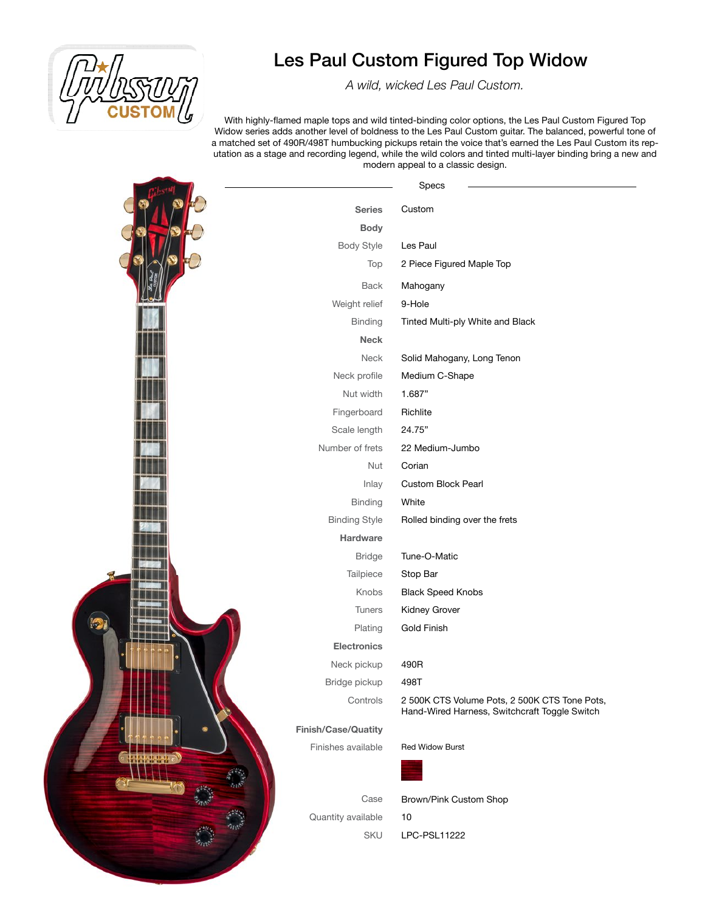# Les Paul Custom Figured Top Widow

*A wild, wicked Les Paul Custom.*

With highly-flamed maple tops and wild tinted-binding color options, the Les Paul Custom Figured Top Widow series adds another level of boldness to the Les Paul Custom guitar. The balanced, powerful tone of a matched set of 490R/498T humbucking pickups retain the voice that's earned the Les Paul Custom its reputation as a stage and recording legend, while the wild colors and tinted multi-layer binding bring a new and modern appeal to a classic design.

## Specs

| | |
|---|---|
| **Series** | Custom |
| **Body** | |
| Body Style | Les Paul |
| Top | 2 Piece Figured Maple Top |
| Back | Mahogany |
| Weight relief | 9-Hole |
| Binding | Tinted Multi-ply White and Black |
| **Neck** | |
| Neck | Solid Mahogany, Long Tenon |
| Neck profile | Medium C-Shape |
| Nut width | 1.687" |
| Fingerboard | Richlite |
| Scale length | 24.75" |
| Number of frets | 22 Medium-Jumbo |
| Nut | Corian |
| Inlay | Custom Block Pearl |
| Binding | White |
| Binding Style | Rolled binding over the frets |
| **Hardware** | |
| Bridge | Tune-O-Matic |
| Tailpiece | Stop Bar |
| Knobs | Black Speed Knobs |
| Tuners | Kidney Grover |
| Plating | Gold Finish |
| **Electronics** | |
| Neck pickup | 490R |
| Bridge pickup | 498T |
| Controls | 2 500K CTS Volume Pots, 2 500K CTS Tone Pots, Hand-Wired Harness, Switchcraft Toggle Switch |
| **Finish/Case/Quatity** | |
| Finishes available | Red Widow Burst |
| Case | Brown/Pink Custom Shop |
| Quantity available | 10 |
| SKU | LPC-PSL11222 |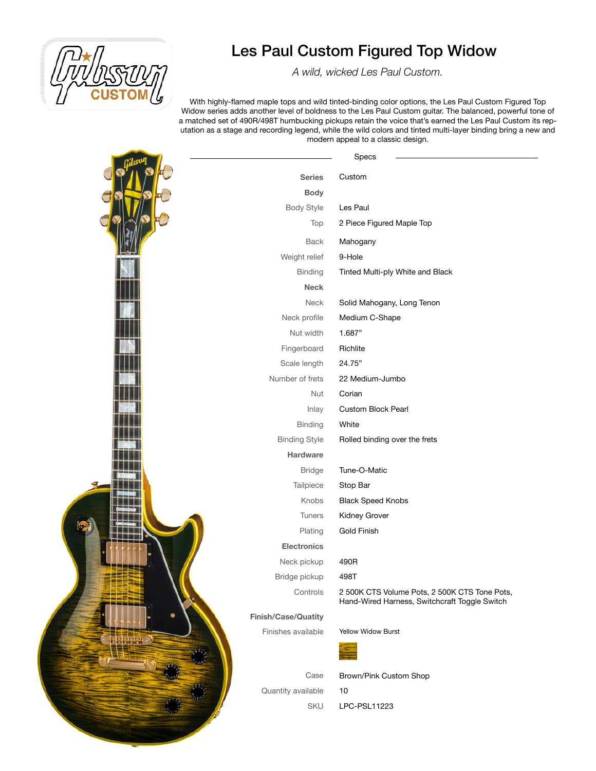# Les Paul Custom Figured Top Widow

*A wild, wicked Les Paul Custom.*

With highly-flamed maple tops and wild tinted-binding color options, the Les Paul Custom Figured Top Widow series adds another level of boldness to the Les Paul Custom guitar. The balanced, powerful tone of a matched set of 490R/498T humbucking pickups retain the voice that's earned the Les Paul Custom its reputation as a stage and recording legend, while the wild colors and tinted multi-layer binding bring a new and modern appeal to a classic design.

## Specs

| | |
|---|---|
| **Series** | Custom |
| **Body** | |
| Body Style | Les Paul |
| Top | 2 Piece Figured Maple Top |
| Back | Mahogany |
| Weight relief | 9-Hole |
| Binding | Tinted Multi-ply White and Black |
| **Neck** | |
| Neck | Solid Mahogany, Long Tenon |
| Neck profile | Medium C-Shape |
| Nut width | 1.687" |
| Fingerboard | Richlite |
| Scale length | 24.75" |
| Number of frets | 22 Medium-Jumbo |
| Nut | Corian |
| Inlay | Custom Block Pearl |
| Binding | White |
| Binding Style | Rolled binding over the frets |
| **Hardware** | |
| Bridge | Tune-O-Matic |
| Tailpiece | Stop Bar |
| Knobs | Black Speed Knobs |
| Tuners | Kidney Grover |
| Plating | Gold Finish |
| **Electronics** | |
| Neck pickup | 490R |
| Bridge pickup | 498T |
| Controls | 2 500K CTS Volume Pots, 2 500K CTS Tone Pots, Hand-Wired Harness, Switchcraft Toggle Switch |
| **Finish/Case/Quatity** | |
| Finishes available | Yellow Widow Burst |
| Case | Brown/Pink Custom Shop |
| Quantity available | 10 |
| SKU | LPC-PSL11223 |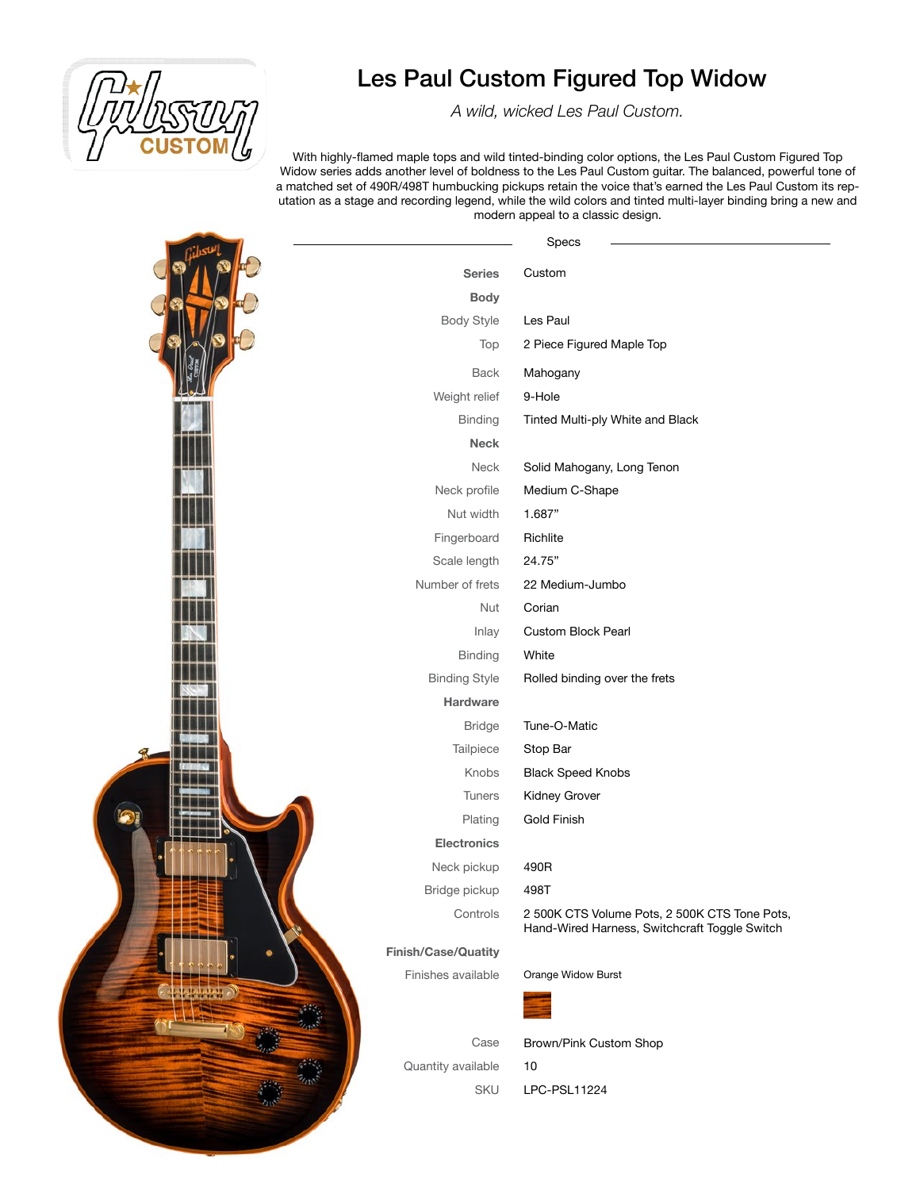# Les Paul Custom Figured Top Widow

*A wild, wicked Les Paul Custom.*

With highly-flamed maple tops and wild tinted-binding color options, the Les Paul Custom Figured Top Widow series adds another level of boldness to the Les Paul Custom guitar. The balanced, powerful tone of a matched set of 490R/498T humbucking pickups retain the voice that's earned the Les Paul Custom its reputation as a stage and recording legend, while the wild colors and tinted multi-layer binding bring a new and modern appeal to a classic design.

## Specs

| | |
|---|---|
| **Series** | Custom |
| **Body** | |
| Body Style | Les Paul |
| Top | 2 Piece Figured Maple Top |
| Back | Mahogany |
| Weight relief | 9-Hole |
| Binding | Tinted Multi-ply White and Black |
| **Neck** | |
| Neck | Solid Mahogany, Long Tenon |
| Neck profile | Medium C-Shape |
| Nut width | 1.687" |
| Fingerboard | Richlite |
| Scale length | 24.75" |
| Number of frets | 22 Medium-Jumbo |
| Nut | Corian |
| Inlay | Custom Block Pearl |
| Binding | White |
| Binding Style | Rolled binding over the frets |
| **Hardware** | |
| Bridge | Tune-O-Matic |
| Tailpiece | Stop Bar |
| Knobs | Black Speed Knobs |
| Tuners | Kidney Grover |
| Plating | Gold Finish |
| **Electronics** | |
| Neck pickup | 490R |
| Bridge pickup | 498T |
| Controls | 2 500K CTS Volume Pots, 2 500K CTS Tone Pots, Hand-Wired Harness, Switchcraft Toggle Switch |
| **Finish/Case/Quatity** | |
| Finishes available | Orange Widow Burst |
| Case | Brown/Pink Custom Shop |
| Quantity available | 10 |
| SKU | LPC-PSL11224 |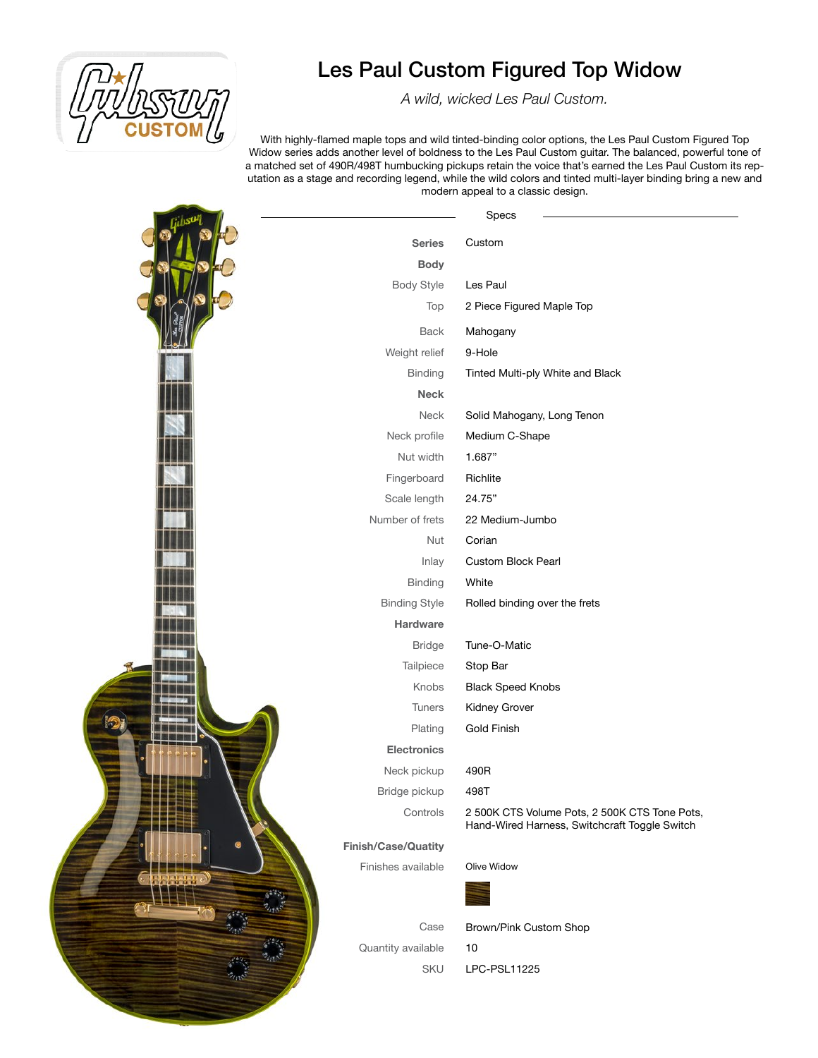# Les Paul Custom Figured Top Widow

*A wild, wicked Les Paul Custom.*

With highly-flamed maple tops and wild tinted-binding color options, the Les Paul Custom Figured Top Widow series adds another level of boldness to the Les Paul Custom guitar. The balanced, powerful tone of a matched set of 490R/498T humbucking pickups retain the voice that's earned the Les Paul Custom its reputation as a stage and recording legend, while the wild colors and tinted multi-layer binding bring a new and modern appeal to a classic design.

## Specs

| | |
|---|---|
| **Series** | Custom |
| **Body** | |
| Body Style | Les Paul |
| Top | 2 Piece Figured Maple Top |
| Back | Mahogany |
| Weight relief | 9-Hole |
| Binding | Tinted Multi-ply White and Black |
| **Neck** | |
| Neck | Solid Mahogany, Long Tenon |
| Neck profile | Medium C-Shape |
| Nut width | 1.687" |
| Fingerboard | Richlite |
| Scale length | 24.75" |
| Number of frets | 22 Medium-Jumbo |
| Nut | Corian |
| Inlay | Custom Block Pearl |
| Binding | White |
| Binding Style | Rolled binding over the frets |
| **Hardware** | |
| Bridge | Tune-O-Matic |
| Tailpiece | Stop Bar |
| Knobs | Black Speed Knobs |
| Tuners | Kidney Grover |
| Plating | Gold Finish |
| **Electronics** | |
| Neck pickup | 490R |
| Bridge pickup | 498T |
| Controls | 2 500K CTS Volume Pots, 2 500K CTS Tone Pots, Hand-Wired Harness, Switchcraft Toggle Switch |
| **Finish/Case/Quatity** | |
| Finishes available | Olive Widow |
| Case | Brown/Pink Custom Shop |
| Quantity available | 10 |
| SKU | LPC-PSL11225 |